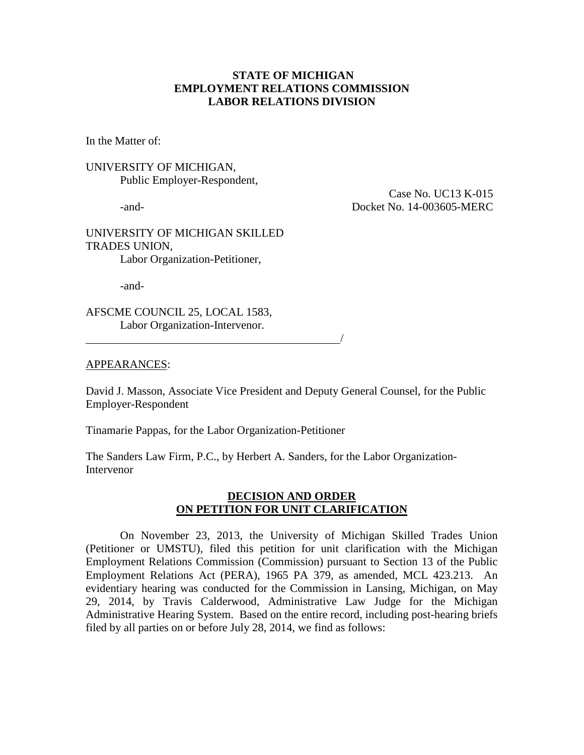**STATE OF MICHIGAN**
**EMPLOYMENT RELATIONS COMMISSION**
**LABOR RELATIONS DIVISION**

In the Matter of:

UNIVERSITY OF MICHIGAN,
Public Employer-Respondent,

-and-

Case No. UC13 K-015
Docket No. 14-003605-MERC

UNIVERSITY OF MICHIGAN SKILLED TRADES UNION,
Labor Organization-Petitioner,

-and-

AFSCME COUNCIL 25, LOCAL 1583,
Labor Organization-Intervenor.
_______________________________________________/

APPEARANCES:

David J. Masson, Associate Vice President and Deputy General Counsel, for the Public Employer-Respondent

Tinamarie Pappas, for the Labor Organization-Petitioner

The Sanders Law Firm, P.C., by Herbert A. Sanders, for the Labor Organization-Intervenor

**DECISION AND ORDER**
**ON PETITION FOR UNIT CLARIFICATION**

On November 23, 2013, the University of Michigan Skilled Trades Union (Petitioner or UMSTU), filed this petition for unit clarification with the Michigan Employment Relations Commission (Commission) pursuant to Section 13 of the Public Employment Relations Act (PERA), 1965 PA 379, as amended, MCL 423.213. An evidentiary hearing was conducted for the Commission in Lansing, Michigan, on May 29, 2014, by Travis Calderwood, Administrative Law Judge for the Michigan Administrative Hearing System. Based on the entire record, including post-hearing briefs filed by all parties on or before July 28, 2014, we find as follows: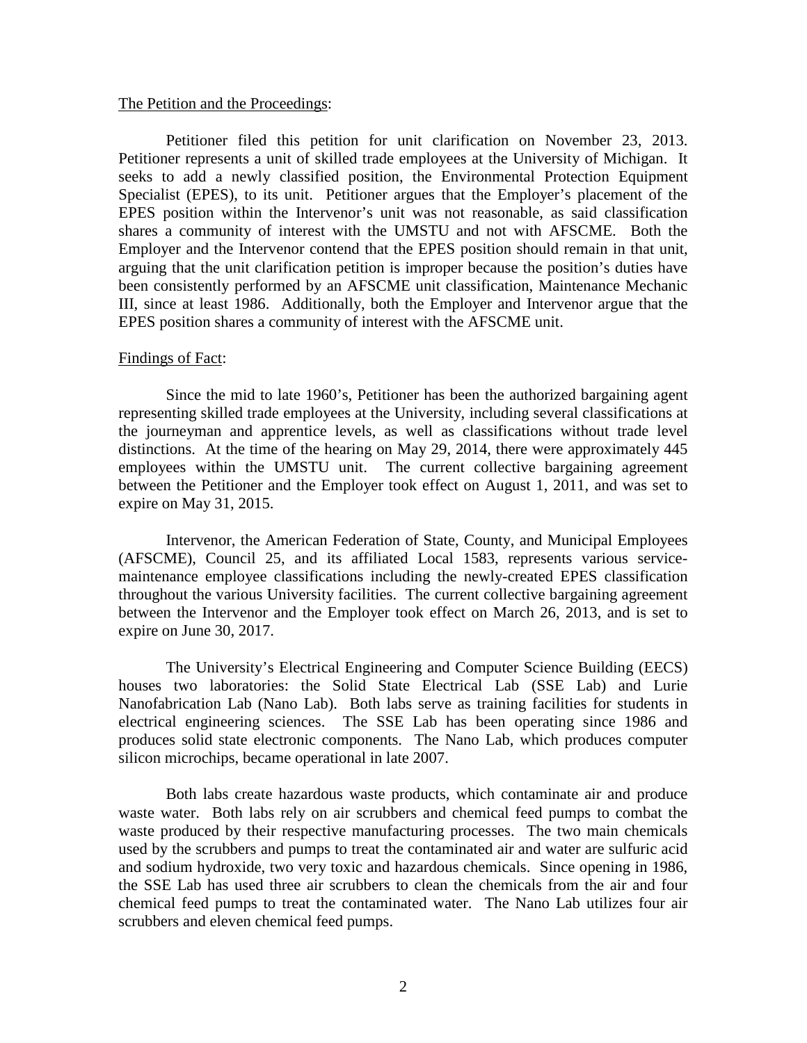The Petition and the Proceedings:

Petitioner filed this petition for unit clarification on November 23, 2013. Petitioner represents a unit of skilled trade employees at the University of Michigan. It seeks to add a newly classified position, the Environmental Protection Equipment Specialist (EPES), to its unit. Petitioner argues that the Employer's placement of the EPES position within the Intervenor's unit was not reasonable, as said classification shares a community of interest with the UMSTU and not with AFSCME. Both the Employer and the Intervenor contend that the EPES position should remain in that unit, arguing that the unit clarification petition is improper because the position's duties have been consistently performed by an AFSCME unit classification, Maintenance Mechanic III, since at least 1986. Additionally, both the Employer and Intervenor argue that the EPES position shares a community of interest with the AFSCME unit.

Findings of Fact:

Since the mid to late 1960's, Petitioner has been the authorized bargaining agent representing skilled trade employees at the University, including several classifications at the journeyman and apprentice levels, as well as classifications without trade level distinctions. At the time of the hearing on May 29, 2014, there were approximately 445 employees within the UMSTU unit. The current collective bargaining agreement between the Petitioner and the Employer took effect on August 1, 2011, and was set to expire on May 31, 2015.

Intervenor, the American Federation of State, County, and Municipal Employees (AFSCME), Council 25, and its affiliated Local 1583, represents various service-maintenance employee classifications including the newly-created EPES classification throughout the various University facilities. The current collective bargaining agreement between the Intervenor and the Employer took effect on March 26, 2013, and is set to expire on June 30, 2017.

The University's Electrical Engineering and Computer Science Building (EECS) houses two laboratories: the Solid State Electrical Lab (SSE Lab) and Lurie Nanofabrication Lab (Nano Lab). Both labs serve as training facilities for students in electrical engineering sciences. The SSE Lab has been operating since 1986 and produces solid state electronic components. The Nano Lab, which produces computer silicon microchips, became operational in late 2007.

Both labs create hazardous waste products, which contaminate air and produce waste water. Both labs rely on air scrubbers and chemical feed pumps to combat the waste produced by their respective manufacturing processes. The two main chemicals used by the scrubbers and pumps to treat the contaminated air and water are sulfuric acid and sodium hydroxide, two very toxic and hazardous chemicals. Since opening in 1986, the SSE Lab has used three air scrubbers to clean the chemicals from the air and four chemical feed pumps to treat the contaminated water. The Nano Lab utilizes four air scrubbers and eleven chemical feed pumps.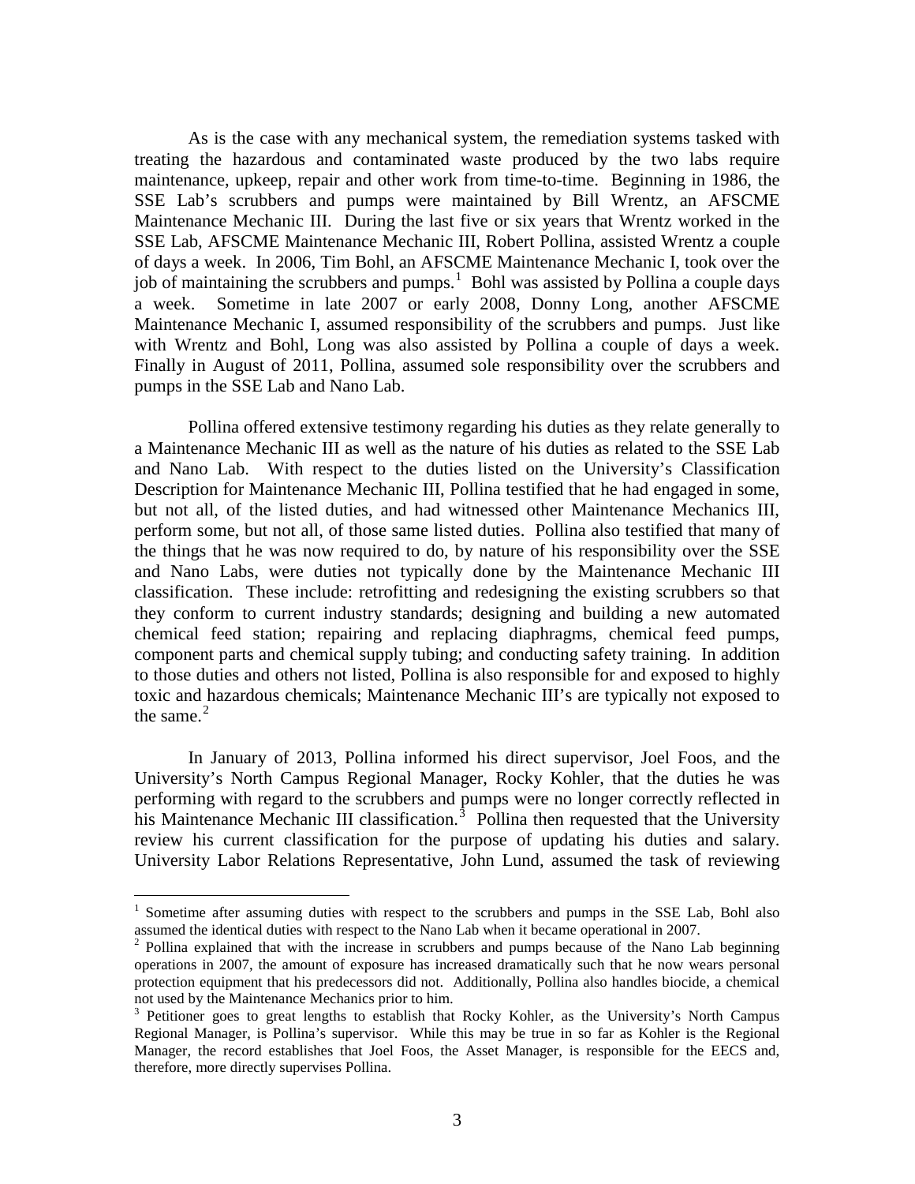As is the case with any mechanical system, the remediation systems tasked with treating the hazardous and contaminated waste produced by the two labs require maintenance, upkeep, repair and other work from time-to-time. Beginning in 1986, the SSE Lab's scrubbers and pumps were maintained by Bill Wrentz, an AFSCME Maintenance Mechanic III. During the last five or six years that Wrentz worked in the SSE Lab, AFSCME Maintenance Mechanic III, Robert Pollina, assisted Wrentz a couple of days a week. In 2006, Tim Bohl, an AFSCME Maintenance Mechanic I, took over the job of maintaining the scrubbers and pumps.[1] Bohl was assisted by Pollina a couple days a week. Sometime in late 2007 or early 2008, Donny Long, another AFSCME Maintenance Mechanic I, assumed responsibility of the scrubbers and pumps. Just like with Wrentz and Bohl, Long was also assisted by Pollina a couple of days a week. Finally in August of 2011, Pollina, assumed sole responsibility over the scrubbers and pumps in the SSE Lab and Nano Lab.

Pollina offered extensive testimony regarding his duties as they relate generally to a Maintenance Mechanic III as well as the nature of his duties as related to the SSE Lab and Nano Lab. With respect to the duties listed on the University's Classification Description for Maintenance Mechanic III, Pollina testified that he had engaged in some, but not all, of the listed duties, and had witnessed other Maintenance Mechanics III, perform some, but not all, of those same listed duties. Pollina also testified that many of the things that he was now required to do, by nature of his responsibility over the SSE and Nano Labs, were duties not typically done by the Maintenance Mechanic III classification. These include: retrofitting and redesigning the existing scrubbers so that they conform to current industry standards; designing and building a new automated chemical feed station; repairing and replacing diaphragms, chemical feed pumps, component parts and chemical supply tubing; and conducting safety training. In addition to those duties and others not listed, Pollina is also responsible for and exposed to highly toxic and hazardous chemicals; Maintenance Mechanic III's are typically not exposed to the same.[2]

In January of 2013, Pollina informed his direct supervisor, Joel Foos, and the University's North Campus Regional Manager, Rocky Kohler, that the duties he was performing with regard to the scrubbers and pumps were no longer correctly reflected in his Maintenance Mechanic III classification.[3] Pollina then requested that the University review his current classification for the purpose of updating his duties and salary. University Labor Relations Representative, John Lund, assumed the task of reviewing

---

[1] Sometime after assuming duties with respect to the scrubbers and pumps in the SSE Lab, Bohl also assumed the identical duties with respect to the Nano Lab when it became operational in 2007.

[2] Pollina explained that with the increase in scrubbers and pumps because of the Nano Lab beginning operations in 2007, the amount of exposure has increased dramatically such that he now wears personal protection equipment that his predecessors did not. Additionally, Pollina also handles biocide, a chemical not used by the Maintenance Mechanics prior to him.

[3] Petitioner goes to great lengths to establish that Rocky Kohler, as the University's North Campus Regional Manager, is Pollina's supervisor. While this may be true in so far as Kohler is the Regional Manager, the record establishes that Joel Foos, the Asset Manager, is responsible for the EECS and, therefore, more directly supervises Pollina.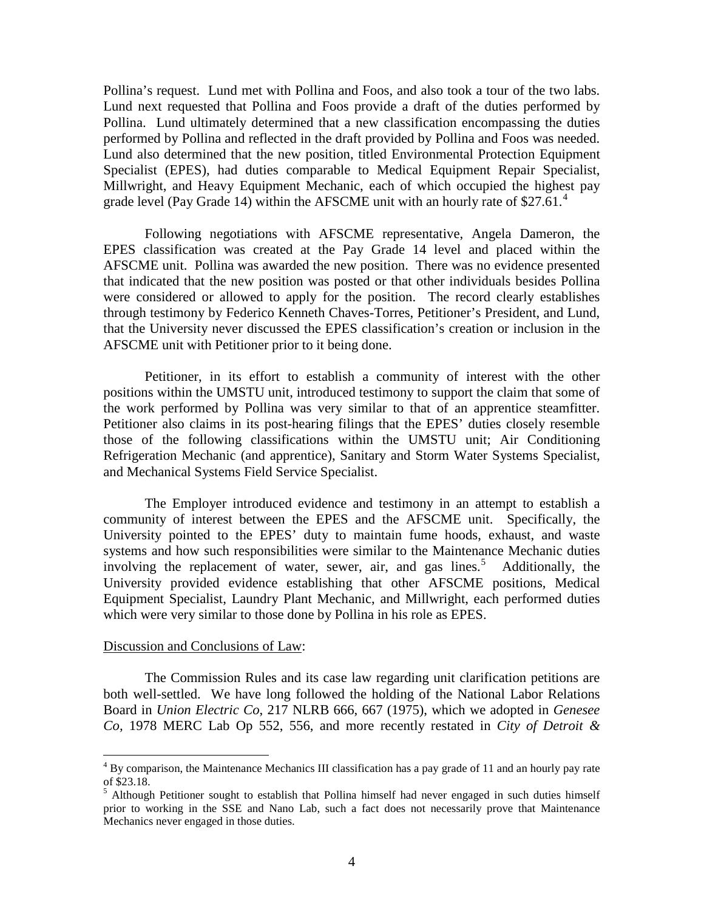Pollina's request. Lund met with Pollina and Foos, and also took a tour of the two labs. Lund next requested that Pollina and Foos provide a draft of the duties performed by Pollina. Lund ultimately determined that a new classification encompassing the duties performed by Pollina and reflected in the draft provided by Pollina and Foos was needed. Lund also determined that the new position, titled Environmental Protection Equipment Specialist (EPES), had duties comparable to Medical Equipment Repair Specialist, Millwright, and Heavy Equipment Mechanic, each of which occupied the highest pay grade level (Pay Grade 14) within the AFSCME unit with an hourly rate of $27.61.[4]

Following negotiations with AFSCME representative, Angela Dameron, the EPES classification was created at the Pay Grade 14 level and placed within the AFSCME unit. Pollina was awarded the new position. There was no evidence presented that indicated that the new position was posted or that other individuals besides Pollina were considered or allowed to apply for the position. The record clearly establishes through testimony by Federico Kenneth Chaves-Torres, Petitioner's President, and Lund, that the University never discussed the EPES classification's creation or inclusion in the AFSCME unit with Petitioner prior to it being done.

Petitioner, in its effort to establish a community of interest with the other positions within the UMSTU unit, introduced testimony to support the claim that some of the work performed by Pollina was very similar to that of an apprentice steamfitter. Petitioner also claims in its post-hearing filings that the EPES' duties closely resemble those of the following classifications within the UMSTU unit; Air Conditioning Refrigeration Mechanic (and apprentice), Sanitary and Storm Water Systems Specialist, and Mechanical Systems Field Service Specialist.

The Employer introduced evidence and testimony in an attempt to establish a community of interest between the EPES and the AFSCME unit. Specifically, the University pointed to the EPES' duty to maintain fume hoods, exhaust, and waste systems and how such responsibilities were similar to the Maintenance Mechanic duties involving the replacement of water, sewer, air, and gas lines.[5] Additionally, the University provided evidence establishing that other AFSCME positions, Medical Equipment Specialist, Laundry Plant Mechanic, and Millwright, each performed duties which were very similar to those done by Pollina in his role as EPES.

Discussion and Conclusions of Law:

The Commission Rules and its case law regarding unit clarification petitions are both well-settled. We have long followed the holding of the National Labor Relations Board in *Union Electric Co*, 217 NLRB 666, 667 (1975), which we adopted in *Genesee Co*, 1978 MERC Lab Op 552, 556, and more recently restated in *City of Detroit &*

---

[4] By comparison, the Maintenance Mechanics III classification has a pay grade of 11 and an hourly pay rate of $23.18.

[5] Although Petitioner sought to establish that Pollina himself had never engaged in such duties himself prior to working in the SSE and Nano Lab, such a fact does not necessarily prove that Maintenance Mechanics never engaged in those duties.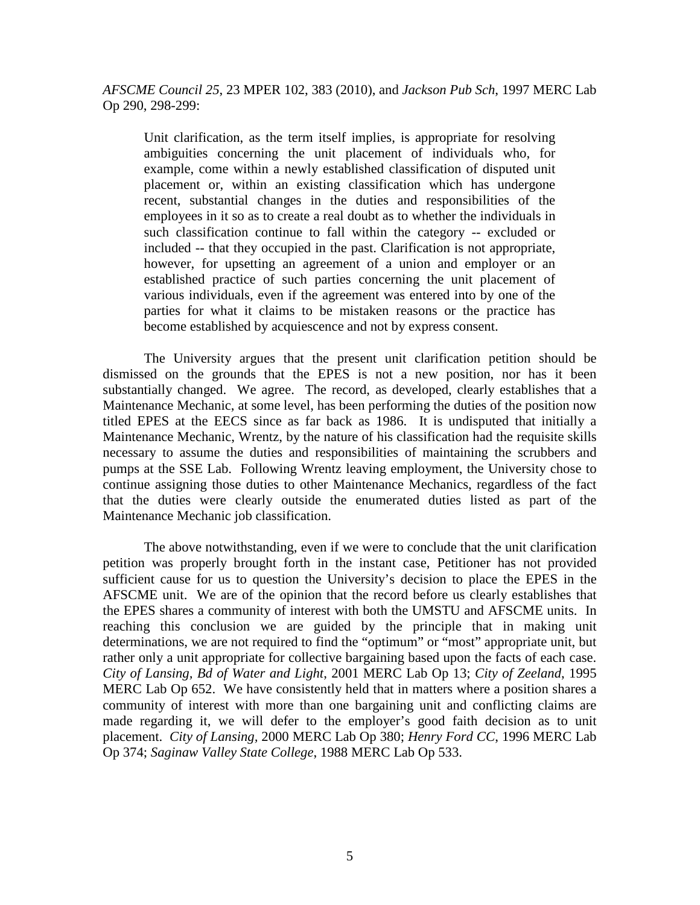*AFSCME Council 25*, 23 MPER 102, 383 (2010), and *Jackson Pub Sch*, 1997 MERC Lab Op 290, 298-299:

> Unit clarification, as the term itself implies, is appropriate for resolving ambiguities concerning the unit placement of individuals who, for example, come within a newly established classification of disputed unit placement or, within an existing classification which has undergone recent, substantial changes in the duties and responsibilities of the employees in it so as to create a real doubt as to whether the individuals in such classification continue to fall within the category -- excluded or included -- that they occupied in the past. Clarification is not appropriate, however, for upsetting an agreement of a union and employer or an established practice of such parties concerning the unit placement of various individuals, even if the agreement was entered into by one of the parties for what it claims to be mistaken reasons or the practice has become established by acquiescence and not by express consent.

The University argues that the present unit clarification petition should be dismissed on the grounds that the EPES is not a new position, nor has it been substantially changed. We agree. The record, as developed, clearly establishes that a Maintenance Mechanic, at some level, has been performing the duties of the position now titled EPES at the EECS since as far back as 1986. It is undisputed that initially a Maintenance Mechanic, Wrentz, by the nature of his classification had the requisite skills necessary to assume the duties and responsibilities of maintaining the scrubbers and pumps at the SSE Lab. Following Wrentz leaving employment, the University chose to continue assigning those duties to other Maintenance Mechanics, regardless of the fact that the duties were clearly outside the enumerated duties listed as part of the Maintenance Mechanic job classification.

The above notwithstanding, even if we were to conclude that the unit clarification petition was properly brought forth in the instant case, Petitioner has not provided sufficient cause for us to question the University's decision to place the EPES in the AFSCME unit. We are of the opinion that the record before us clearly establishes that the EPES shares a community of interest with both the UMSTU and AFSCME units. In reaching this conclusion we are guided by the principle that in making unit determinations, we are not required to find the "optimum" or "most" appropriate unit, but rather only a unit appropriate for collective bargaining based upon the facts of each case. *City of Lansing, Bd of Water and Light*, 2001 MERC Lab Op 13; *City of Zeeland*, 1995 MERC Lab Op 652. We have consistently held that in matters where a position shares a community of interest with more than one bargaining unit and conflicting claims are made regarding it, we will defer to the employer's good faith decision as to unit placement. *City of Lansing*, 2000 MERC Lab Op 380; *Henry Ford CC*, 1996 MERC Lab Op 374; *Saginaw Valley State College*, 1988 MERC Lab Op 533.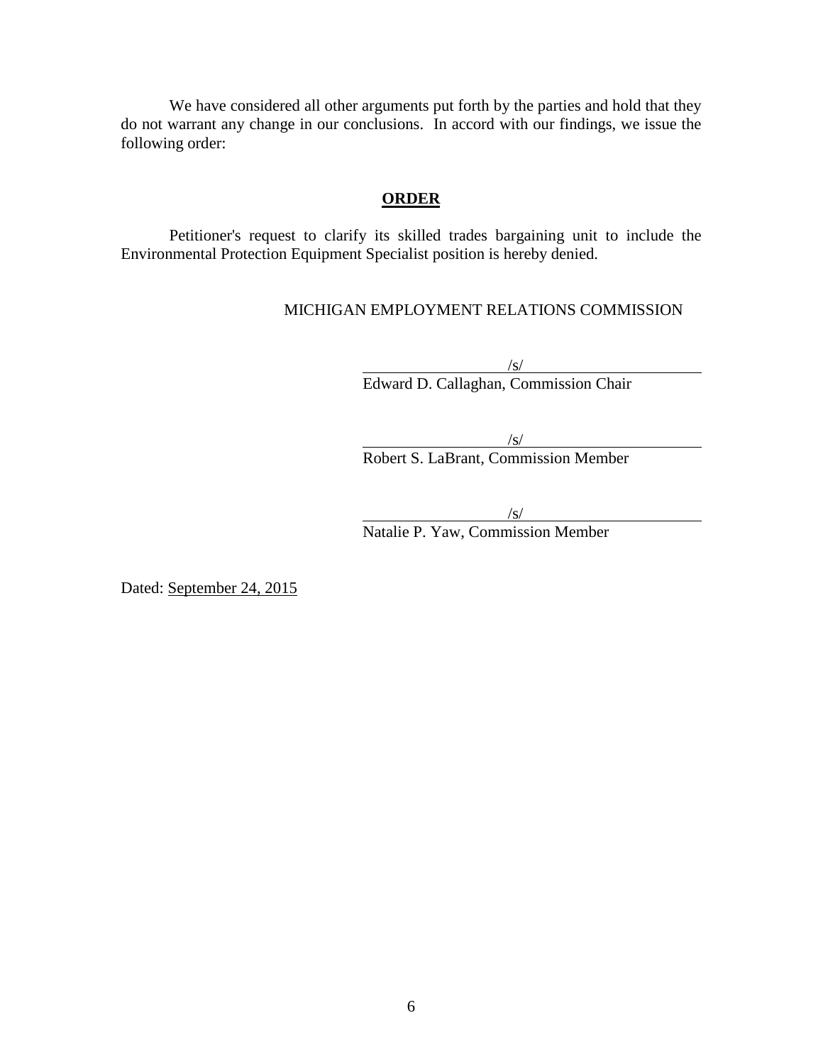We have considered all other arguments put forth by the parties and hold that they do not warrant any change in our conclusions. In accord with our findings, we issue the following order:

## ORDER

Petitioner's request to clarify its skilled trades bargaining unit to include the Environmental Protection Equipment Specialist position is hereby denied.

MICHIGAN EMPLOYMENT RELATIONS COMMISSION

/s/
Edward D. Callaghan, Commission Chair

/s/
Robert S. LaBrant, Commission Member

/s/
Natalie P. Yaw, Commission Member

Dated: September 24, 2015